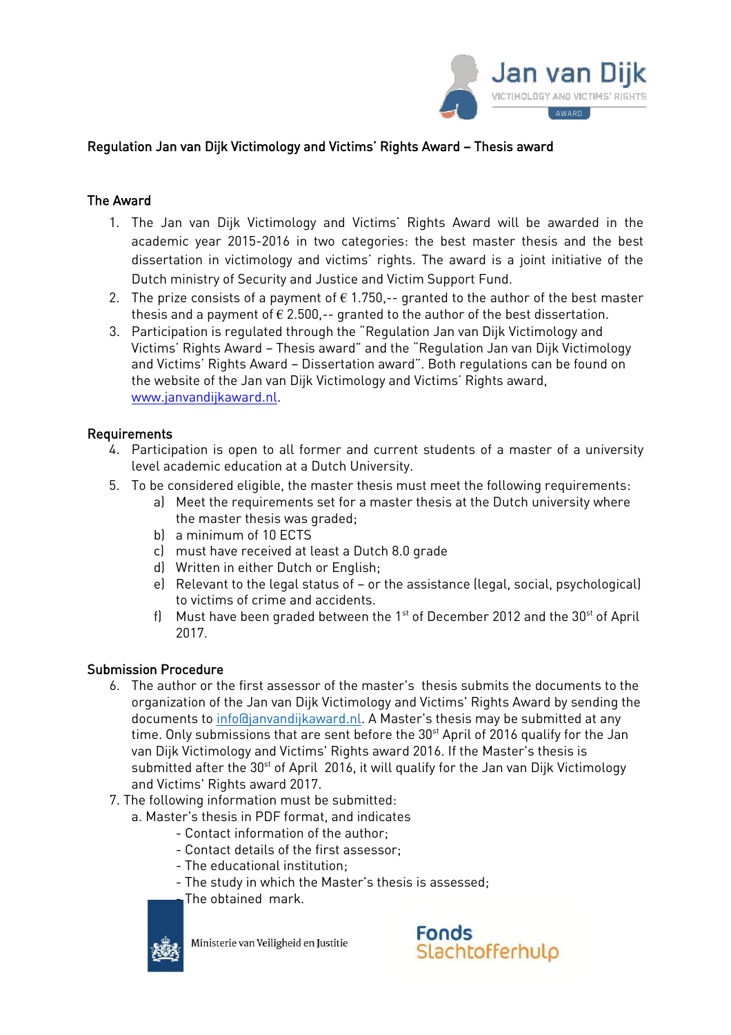Regulation Jan van Dijk Victimology and Victims' Rights Award – Thesis award

## The Award

1. The Jan van Dijk Victimology and Victims' Rights Award will be awarded in the academic year 2015-2016 in two categories: the best master thesis and the best dissertation in victimology and victims' rights. The award is a joint initiative of the Dutch ministry of Security and Justice and Victim Support Fund.
2. The prize consists of a payment of € 1.750,-- granted to the author of the best master thesis and a payment of € 2.500,-- granted to the author of the best dissertation.
3. Participation is regulated through the "Regulation Jan van Dijk Victimology and Victims' Rights Award – Thesis award" and the "Regulation Jan van Dijk Victimology and Victims' Rights Award – Dissertation award". Both regulations can be found on the website of the Jan van Dijk Victimology and Victims' Rights award, www.janvandijkaward.nl.

## Requirements

4. Participation is open to all former and current students of a master of a university level academic education at a Dutch University.
5. To be considered eligible, the master thesis must meet the following requirements:
   a) Meet the requirements set for a master thesis at the Dutch university where the master thesis was graded;
   b) a minimum of 10 ECTS
   c) must have received at least a Dutch 8.0 grade
   d) Written in either Dutch or English;
   e) Relevant to the legal status of – or the assistance (legal, social, psychological) to victims of crime and accidents.
   f) Must have been graded between the 1st of December 2012 and the 30st of April 2017.

## Submission Procedure

6. The author or the first assessor of the master's thesis submits the documents to the organization of the Jan van Dijk Victimology and Victims' Rights Award by sending the documents to info@janvandijkaward.nl. A Master's thesis may be submitted at any time. Only submissions that are sent before the 30st April of 2016 qualify for the Jan van Dijk Victimology and Victims' Rights award 2016. If the Master's thesis is submitted after the 30st of April 2016, it will qualify for the Jan van Dijk Victimology and Victims' Rights award 2017.
7. The following information must be submitted:
   a. Master's thesis in PDF format, and indicates
      - Contact information of the author;
      - Contact details of the first assessor;
      - The educational institution;
      - The study in which the Master's thesis is assessed;
      - The obtained mark.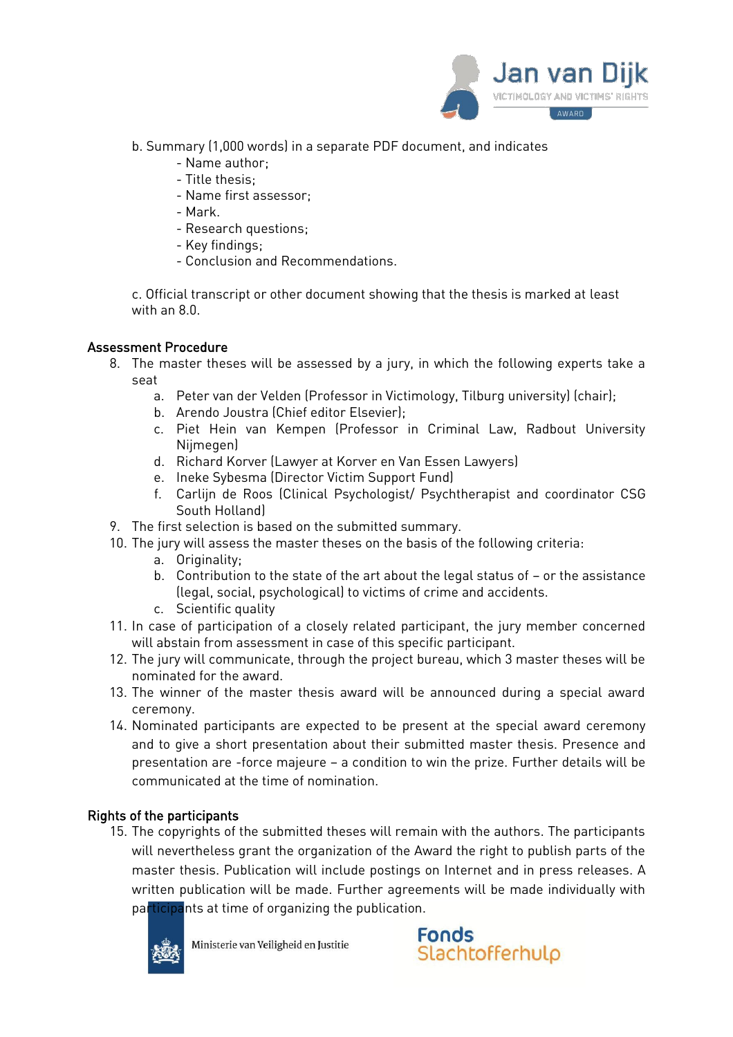b. Summary (1,000 words) in a separate PDF document, and indicates
   - Name author;
   - Title thesis;
   - Name first assessor;
   - Mark.
   - Research questions;
   - Key findings;
   - Conclusion and Recommendations.

c. Official transcript or other document showing that the thesis is marked at least with an 8.0.

## Assessment Procedure

8. The master theses will be assessed by a jury, in which the following experts take a seat
   a. Peter van der Velden (Professor in Victimology, Tilburg university) (chair);
   b. Arendo Joustra (Chief editor Elsevier);
   c. Piet Hein van Kempen (Professor in Criminal Law, Radbout University Nijmegen)
   d. Richard Korver (Lawyer at Korver en Van Essen Lawyers)
   e. Ineke Sybesma (Director Victim Support Fund)
   f. Carlijn de Roos (Clinical Psychologist/ Psychtherapist and coordinator CSG South Holland)
9. The first selection is based on the submitted summary.
10. The jury will assess the master theses on the basis of the following criteria:
    a. Originality;
    b. Contribution to the state of the art about the legal status of – or the assistance (legal, social, psychological) to victims of crime and accidents.
    c. Scientific quality
11. In case of participation of a closely related participant, the jury member concerned will abstain from assessment in case of this specific participant.
12. The jury will communicate, through the project bureau, which 3 master theses will be nominated for the award.
13. The winner of the master thesis award will be announced during a special award ceremony.
14. Nominated participants are expected to be present at the special award ceremony and to give a short presentation about their submitted master thesis. Presence and presentation are -force majeure – a condition to win the prize. Further details will be communicated at the time of nomination.

## Rights of the participants

15. The copyrights of the submitted theses will remain with the authors. The participants will nevertheless grant the organization of the Award the right to publish parts of the master thesis. Publication will include postings on Internet and in press releases. A written publication will be made. Further agreements will be made individually with participants at time of organizing the publication.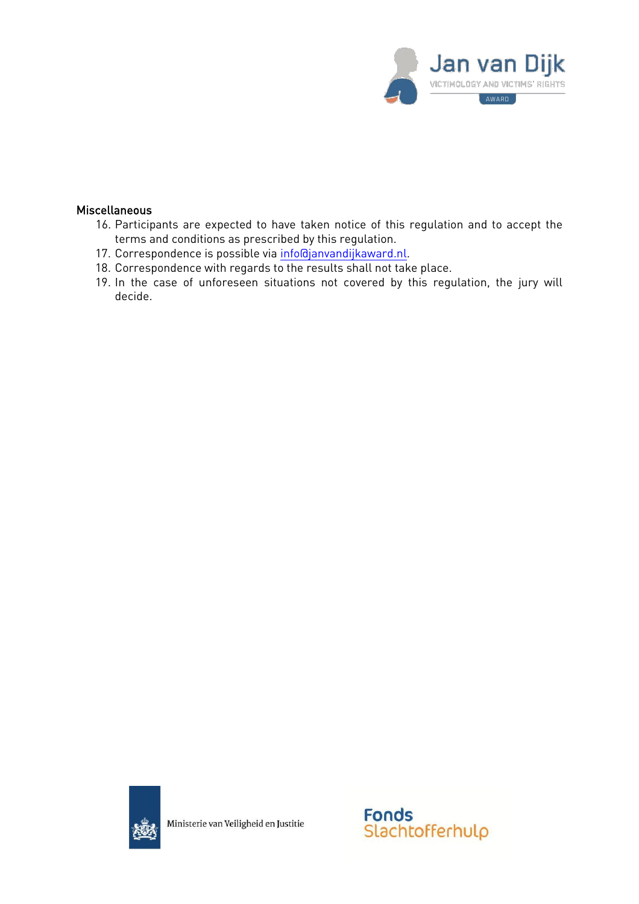### Miscellaneous

16. Participants are expected to have taken notice of this regulation and to accept the terms and conditions as prescribed by this regulation.
17. Correspondence is possible via info@janvandijkaward.nl.
18. Correspondence with regards to the results shall not take place.
19. In the case of unforeseen situations not covered by this regulation, the jury will decide.